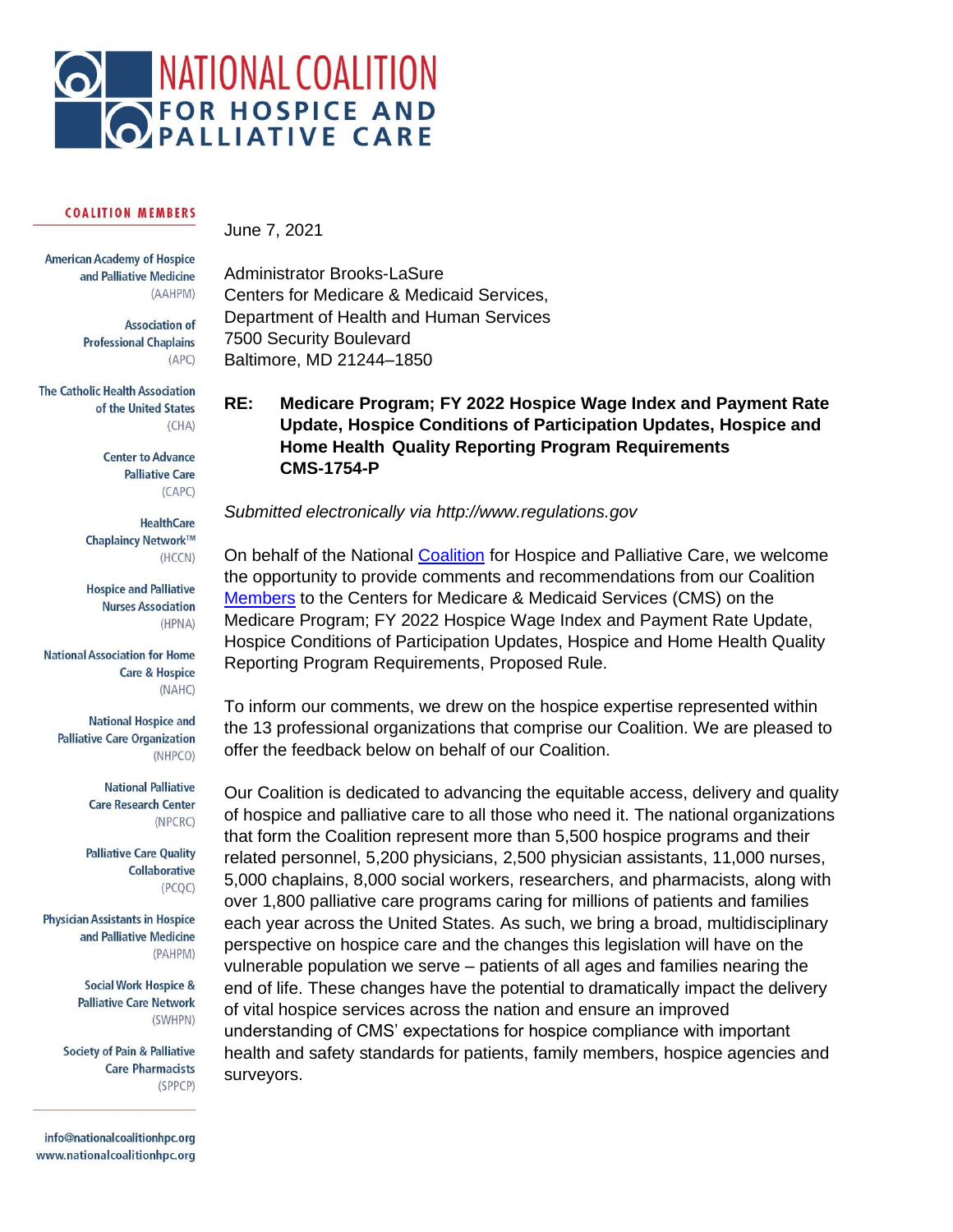# NATIONAL COALITION FOR HOSPICE AND PALLIATIVE CARE

**COALITION MEMBERS**

American Academy of Hospice and Palliative Medicine (AAHPM)

Association of Professional Chaplains (APC)

The Catholic Health Association of the United States (CHA)

Center to Advance Palliative Care (CAPC)

HealthCare Chaplaincy Network™ (HCCN)

Hospice and Palliative Nurses Association (HPNA)

National Association for Home Care & Hospice (NAHC)

National Hospice and Palliative Care Organization (NHPCO)

National Palliative Care Research Center (NPCRC)

Palliative Care Quality Collaborative (PCQC)

Physician Assistants in Hospice and Palliative Medicine (PAHPM)

Social Work Hospice & Palliative Care Network (SWHPN)

Society of Pain & Palliative Care Pharmacists (SPPCP)

info@nationalcoalitionhpc.org
www.nationalcoalitionhpc.org

June 7, 2021

Administrator Brooks-LaSure
Centers for Medicare & Medicaid Services,
Department of Health and Human Services
7500 Security Boulevard
Baltimore, MD 21244–1850

**RE: Medicare Program; FY 2022 Hospice Wage Index and Payment Rate Update, Hospice Conditions of Participation Updates, Hospice and Home Health Quality Reporting Program Requirements CMS-1754-P**

*Submitted electronically via http://www.regulations.gov*

On behalf of the National Coalition for Hospice and Palliative Care, we welcome the opportunity to provide comments and recommendations from our Coalition Members to the Centers for Medicare & Medicaid Services (CMS) on the Medicare Program; FY 2022 Hospice Wage Index and Payment Rate Update, Hospice Conditions of Participation Updates, Hospice and Home Health Quality Reporting Program Requirements, Proposed Rule.

To inform our comments, we drew on the hospice expertise represented within the 13 professional organizations that comprise our Coalition. We are pleased to offer the feedback below on behalf of our Coalition.

Our Coalition is dedicated to advancing the equitable access, delivery and quality of hospice and palliative care to all those who need it. The national organizations that form the Coalition represent more than 5,500 hospice programs and their related personnel, 5,200 physicians, 2,500 physician assistants, 11,000 nurses, 5,000 chaplains, 8,000 social workers, researchers, and pharmacists, along with over 1,800 palliative care programs caring for millions of patients and families each year across the United States. As such, we bring a broad, multidisciplinary perspective on hospice care and the changes this legislation will have on the vulnerable population we serve – patients of all ages and families nearing the end of life. These changes have the potential to dramatically impact the delivery of vital hospice services across the nation and ensure an improved understanding of CMS' expectations for hospice compliance with important health and safety standards for patients, family members, hospice agencies and surveyors.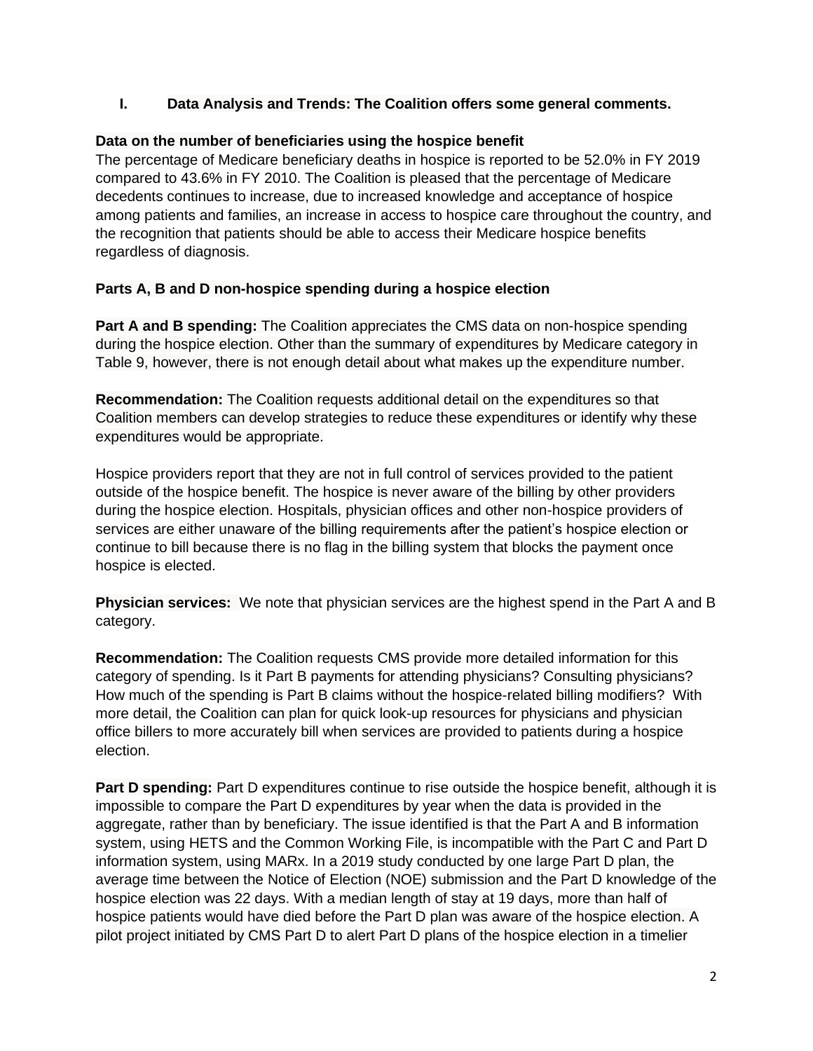## I. Data Analysis and Trends: The Coalition offers some general comments.

**Data on the number of beneficiaries using the hospice benefit**

The percentage of Medicare beneficiary deaths in hospice is reported to be 52.0% in FY 2019 compared to 43.6% in FY 2010. The Coalition is pleased that the percentage of Medicare decedents continues to increase, due to increased knowledge and acceptance of hospice among patients and families, an increase in access to hospice care throughout the country, and the recognition that patients should be able to access their Medicare hospice benefits regardless of diagnosis.

**Parts A, B and D non-hospice spending during a hospice election**

**Part A and B spending:** The Coalition appreciates the CMS data on non-hospice spending during the hospice election. Other than the summary of expenditures by Medicare category in Table 9, however, there is not enough detail about what makes up the expenditure number.

**Recommendation:** The Coalition requests additional detail on the expenditures so that Coalition members can develop strategies to reduce these expenditures or identify why these expenditures would be appropriate.

Hospice providers report that they are not in full control of services provided to the patient outside of the hospice benefit. The hospice is never aware of the billing by other providers during the hospice election. Hospitals, physician offices and other non-hospice providers of services are either unaware of the billing requirements after the patient's hospice election or continue to bill because there is no flag in the billing system that blocks the payment once hospice is elected.

**Physician services:** We note that physician services are the highest spend in the Part A and B category.

**Recommendation:** The Coalition requests CMS provide more detailed information for this category of spending. Is it Part B payments for attending physicians? Consulting physicians? How much of the spending is Part B claims without the hospice-related billing modifiers? With more detail, the Coalition can plan for quick look-up resources for physicians and physician office billers to more accurately bill when services are provided to patients during a hospice election.

**Part D spending:** Part D expenditures continue to rise outside the hospice benefit, although it is impossible to compare the Part D expenditures by year when the data is provided in the aggregate, rather than by beneficiary. The issue identified is that the Part A and B information system, using HETS and the Common Working File, is incompatible with the Part C and Part D information system, using MARx. In a 2019 study conducted by one large Part D plan, the average time between the Notice of Election (NOE) submission and the Part D knowledge of the hospice election was 22 days. With a median length of stay at 19 days, more than half of hospice patients would have died before the Part D plan was aware of the hospice election. A pilot project initiated by CMS Part D to alert Part D plans of the hospice election in a timelier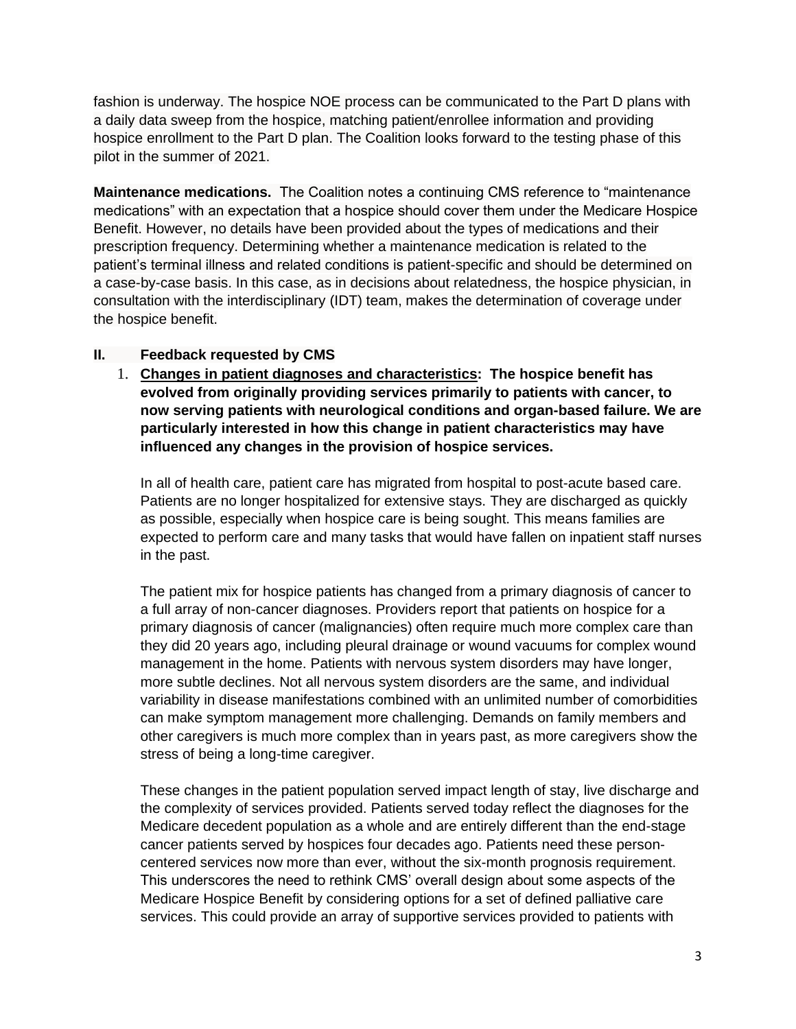fashion is underway. The hospice NOE process can be communicated to the Part D plans with a daily data sweep from the hospice, matching patient/enrollee information and providing hospice enrollment to the Part D plan. The Coalition looks forward to the testing phase of this pilot in the summer of 2021.

**Maintenance medications.** The Coalition notes a continuing CMS reference to "maintenance medications" with an expectation that a hospice should cover them under the Medicare Hospice Benefit. However, no details have been provided about the types of medications and their prescription frequency. Determining whether a maintenance medication is related to the patient's terminal illness and related conditions is patient-specific and should be determined on a case-by-case basis. In this case, as in decisions about relatedness, the hospice physician, in consultation with the interdisciplinary (IDT) team, makes the determination of coverage under the hospice benefit.

## II. Feedback requested by CMS

1. **<u>Changes in patient diagnoses and characteristics</u>: The hospice benefit has evolved from originally providing services primarily to patients with cancer, to now serving patients with neurological conditions and organ-based failure. We are particularly interested in how this change in patient characteristics may have influenced any changes in the provision of hospice services.**

   In all of health care, patient care has migrated from hospital to post-acute based care. Patients are no longer hospitalized for extensive stays. They are discharged as quickly as possible, especially when hospice care is being sought. This means families are expected to perform care and many tasks that would have fallen on inpatient staff nurses in the past.

   The patient mix for hospice patients has changed from a primary diagnosis of cancer to a full array of non-cancer diagnoses. Providers report that patients on hospice for a primary diagnosis of cancer (malignancies) often require much more complex care than they did 20 years ago, including pleural drainage or wound vacuums for complex wound management in the home. Patients with nervous system disorders may have longer, more subtle declines. Not all nervous system disorders are the same, and individual variability in disease manifestations combined with an unlimited number of comorbidities can make symptom management more challenging. Demands on family members and other caregivers is much more complex than in years past, as more caregivers show the stress of being a long-time caregiver.

   These changes in the patient population served impact length of stay, live discharge and the complexity of services provided. Patients served today reflect the diagnoses for the Medicare decedent population as a whole and are entirely different than the end-stage cancer patients served by hospices four decades ago. Patients need these person-centered services now more than ever, without the six-month prognosis requirement. This underscores the need to rethink CMS' overall design about some aspects of the Medicare Hospice Benefit by considering options for a set of defined palliative care services. This could provide an array of supportive services provided to patients with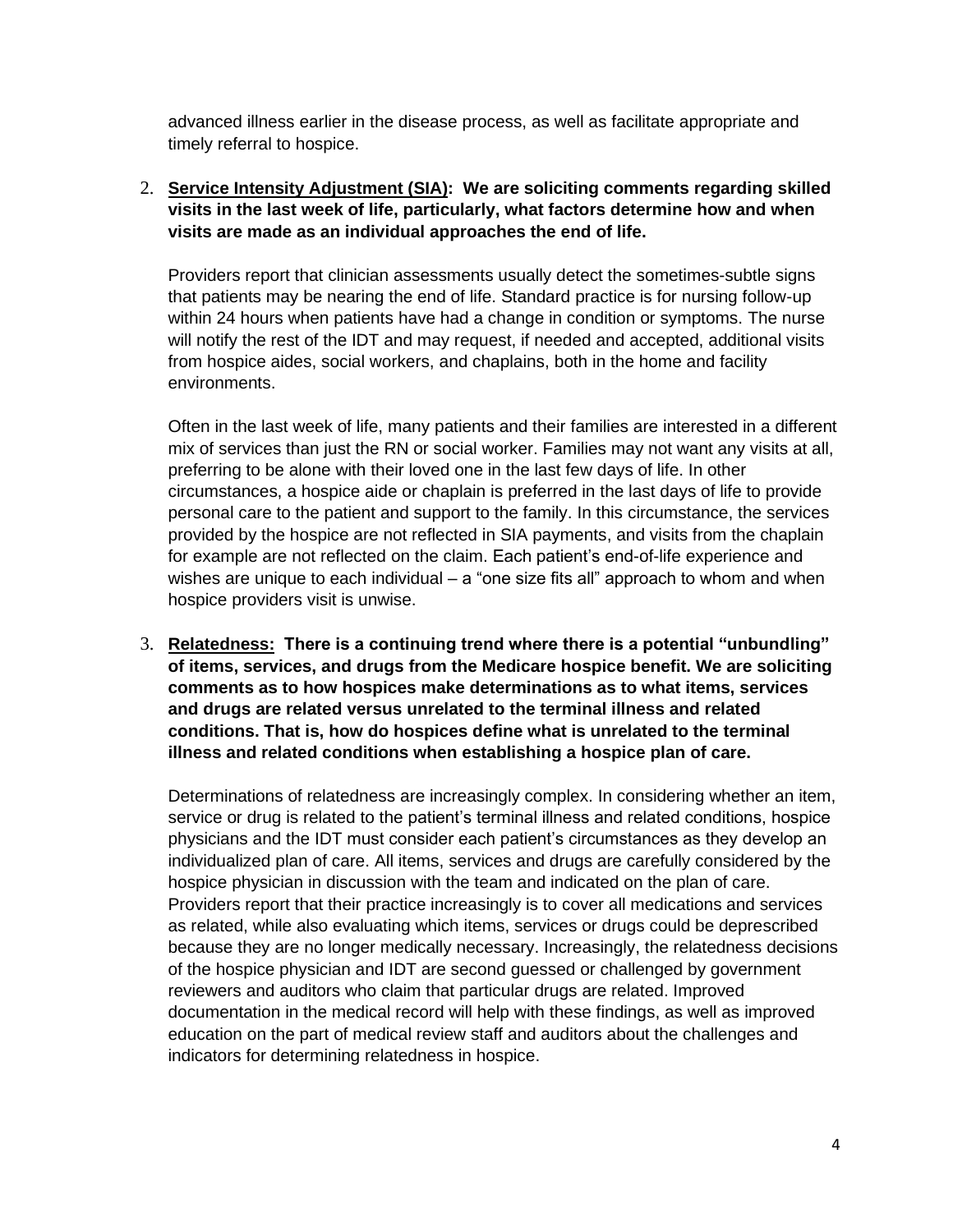advanced illness earlier in the disease process, as well as facilitate appropriate and timely referral to hospice.

2. **<u>Service Intensity Adjustment (SIA)</u>: We are soliciting comments regarding skilled visits in the last week of life, particularly, what factors determine how and when visits are made as an individual approaches the end of life.**

   Providers report that clinician assessments usually detect the sometimes-subtle signs that patients may be nearing the end of life. Standard practice is for nursing follow-up within 24 hours when patients have had a change in condition or symptoms. The nurse will notify the rest of the IDT and may request, if needed and accepted, additional visits from hospice aides, social workers, and chaplains, both in the home and facility environments.

   Often in the last week of life, many patients and their families are interested in a different mix of services than just the RN or social worker. Families may not want any visits at all, preferring to be alone with their loved one in the last few days of life. In other circumstances, a hospice aide or chaplain is preferred in the last days of life to provide personal care to the patient and support to the family. In this circumstance, the services provided by the hospice are not reflected in SIA payments, and visits from the chaplain for example are not reflected on the claim. Each patient's end-of-life experience and wishes are unique to each individual – a "one size fits all" approach to whom and when hospice providers visit is unwise.

3. **<u>Relatedness:</u> There is a continuing trend where there is a potential "unbundling" of items, services, and drugs from the Medicare hospice benefit. We are soliciting comments as to how hospices make determinations as to what items, services and drugs are related versus unrelated to the terminal illness and related conditions. That is, how do hospices define what is unrelated to the terminal illness and related conditions when establishing a hospice plan of care.**

   Determinations of relatedness are increasingly complex. In considering whether an item, service or drug is related to the patient's terminal illness and related conditions, hospice physicians and the IDT must consider each patient's circumstances as they develop an individualized plan of care. All items, services and drugs are carefully considered by the hospice physician in discussion with the team and indicated on the plan of care. Providers report that their practice increasingly is to cover all medications and services as related, while also evaluating which items, services or drugs could be deprescribed because they are no longer medically necessary. Increasingly, the relatedness decisions of the hospice physician and IDT are second guessed or challenged by government reviewers and auditors who claim that particular drugs are related. Improved documentation in the medical record will help with these findings, as well as improved education on the part of medical review staff and auditors about the challenges and indicators for determining relatedness in hospice.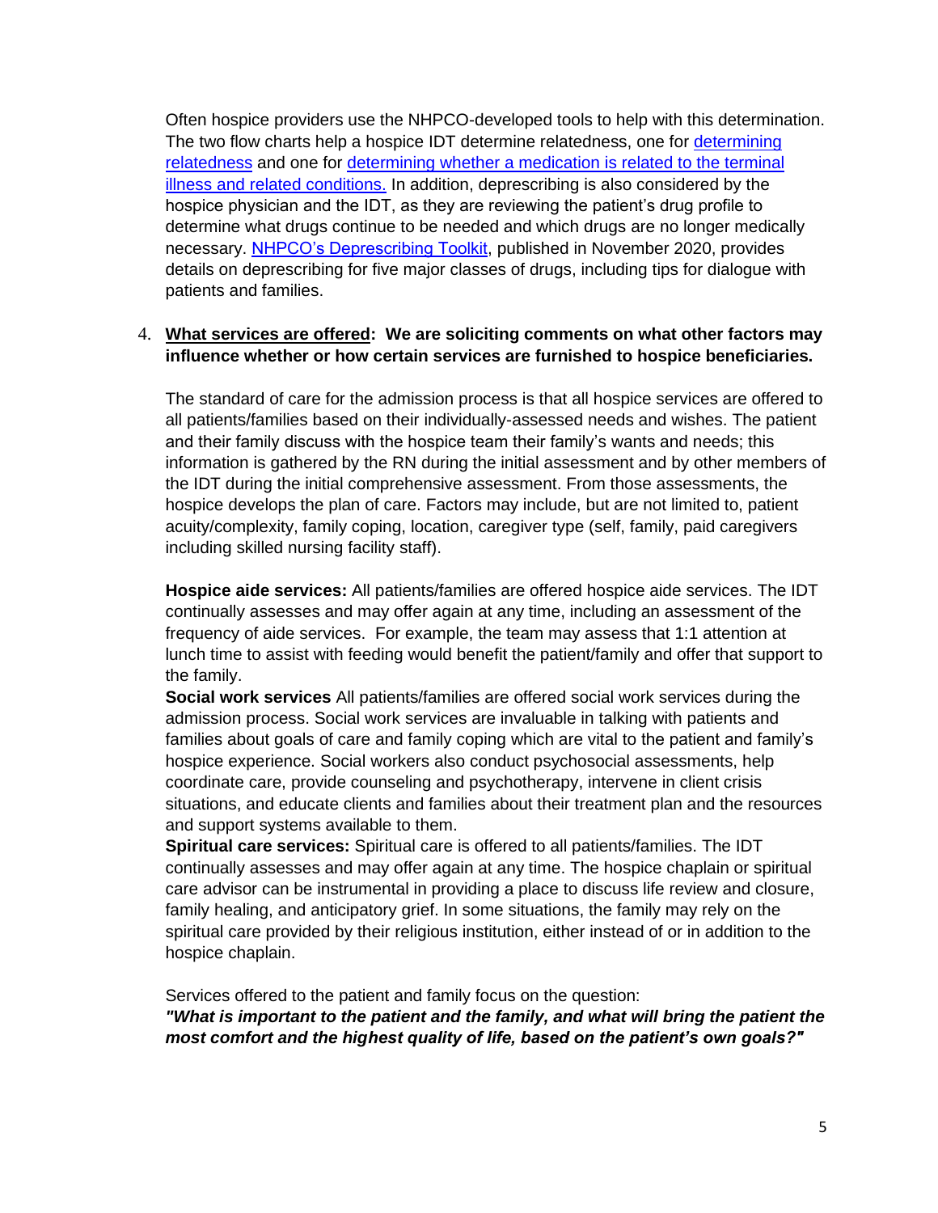Often hospice providers use the NHPCO-developed tools to help with this determination. The two flow charts help a hospice IDT determine relatedness, one for [determining relatedness] and one for [determining whether a medication is related to the terminal illness and related conditions.] In addition, deprescribing is also considered by the hospice physician and the IDT, as they are reviewing the patient's drug profile to determine what drugs continue to be needed and which drugs are no longer medically necessary. [NHPCO's Deprescribing Toolkit], published in November 2020, provides details on deprescribing for five major classes of drugs, including tips for dialogue with patients and families.

4. **What services are offered: We are soliciting comments on what other factors may influence whether or how certain services are furnished to hospice beneficiaries.**

   The standard of care for the admission process is that all hospice services are offered to all patients/families based on their individually-assessed needs and wishes. The patient and their family discuss with the hospice team their family's wants and needs; this information is gathered by the RN during the initial assessment and by other members of the IDT during the initial comprehensive assessment. From those assessments, the hospice develops the plan of care. Factors may include, but are not limited to, patient acuity/complexity, family coping, location, caregiver type (self, family, paid caregivers including skilled nursing facility staff).

   **Hospice aide services:** All patients/families are offered hospice aide services. The IDT continually assesses and may offer again at any time, including an assessment of the frequency of aide services. For example, the team may assess that 1:1 attention at lunch time to assist with feeding would benefit the patient/family and offer that support to the family.

   **Social work services** All patients/families are offered social work services during the admission process. Social work services are invaluable in talking with patients and families about goals of care and family coping which are vital to the patient and family's hospice experience. Social workers also conduct psychosocial assessments, help coordinate care, provide counseling and psychotherapy, intervene in client crisis situations, and educate clients and families about their treatment plan and the resources and support systems available to them.

   **Spiritual care services:** Spiritual care is offered to all patients/families. The IDT continually assesses and may offer again at any time. The hospice chaplain or spiritual care advisor can be instrumental in providing a place to discuss life review and closure, family healing, and anticipatory grief. In some situations, the family may rely on the spiritual care provided by their religious institution, either instead of or in addition to the hospice chaplain.

   Services offered to the patient and family focus on the question:
   ***"What is important to the patient and the family, and what will bring the patient the most comfort and the highest quality of life, based on the patient's own goals?"***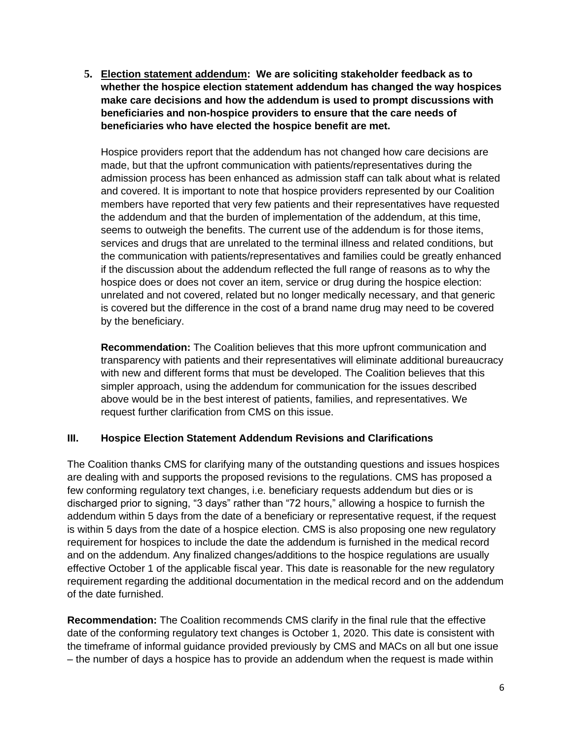5. **<u>Election statement addendum</u>: We are soliciting stakeholder feedback as to whether the hospice election statement addendum has changed the way hospices make care decisions and how the addendum is used to prompt discussions with beneficiaries and non-hospice providers to ensure that the care needs of beneficiaries who have elected the hospice benefit are met.**

   Hospice providers report that the addendum has not changed how care decisions are made, but that the upfront communication with patients/representatives during the admission process has been enhanced as admission staff can talk about what is related and covered. It is important to note that hospice providers represented by our Coalition members have reported that very few patients and their representatives have requested the addendum and that the burden of implementation of the addendum, at this time, seems to outweigh the benefits. The current use of the addendum is for those items, services and drugs that are unrelated to the terminal illness and related conditions, but the communication with patients/representatives and families could be greatly enhanced if the discussion about the addendum reflected the full range of reasons as to why the hospice does or does not cover an item, service or drug during the hospice election: unrelated and not covered, related but no longer medically necessary, and that generic is covered but the difference in the cost of a brand name drug may need to be covered by the beneficiary.

   **Recommendation:** The Coalition believes that this more upfront communication and transparency with patients and their representatives will eliminate additional bureaucracy with new and different forms that must be developed. The Coalition believes that this simpler approach, using the addendum for communication for the issues described above would be in the best interest of patients, families, and representatives. We request further clarification from CMS on this issue.

## III. Hospice Election Statement Addendum Revisions and Clarifications

The Coalition thanks CMS for clarifying many of the outstanding questions and issues hospices are dealing with and supports the proposed revisions to the regulations. CMS has proposed a few conforming regulatory text changes, i.e. beneficiary requests addendum but dies or is discharged prior to signing, "3 days" rather than "72 hours," allowing a hospice to furnish the addendum within 5 days from the date of a beneficiary or representative request, if the request is within 5 days from the date of a hospice election. CMS is also proposing one new regulatory requirement for hospices to include the date the addendum is furnished in the medical record and on the addendum. Any finalized changes/additions to the hospice regulations are usually effective October 1 of the applicable fiscal year. This date is reasonable for the new regulatory requirement regarding the additional documentation in the medical record and on the addendum of the date furnished.

**Recommendation:** The Coalition recommends CMS clarify in the final rule that the effective date of the conforming regulatory text changes is October 1, 2020. This date is consistent with the timeframe of informal guidance provided previously by CMS and MACs on all but one issue – the number of days a hospice has to provide an addendum when the request is made within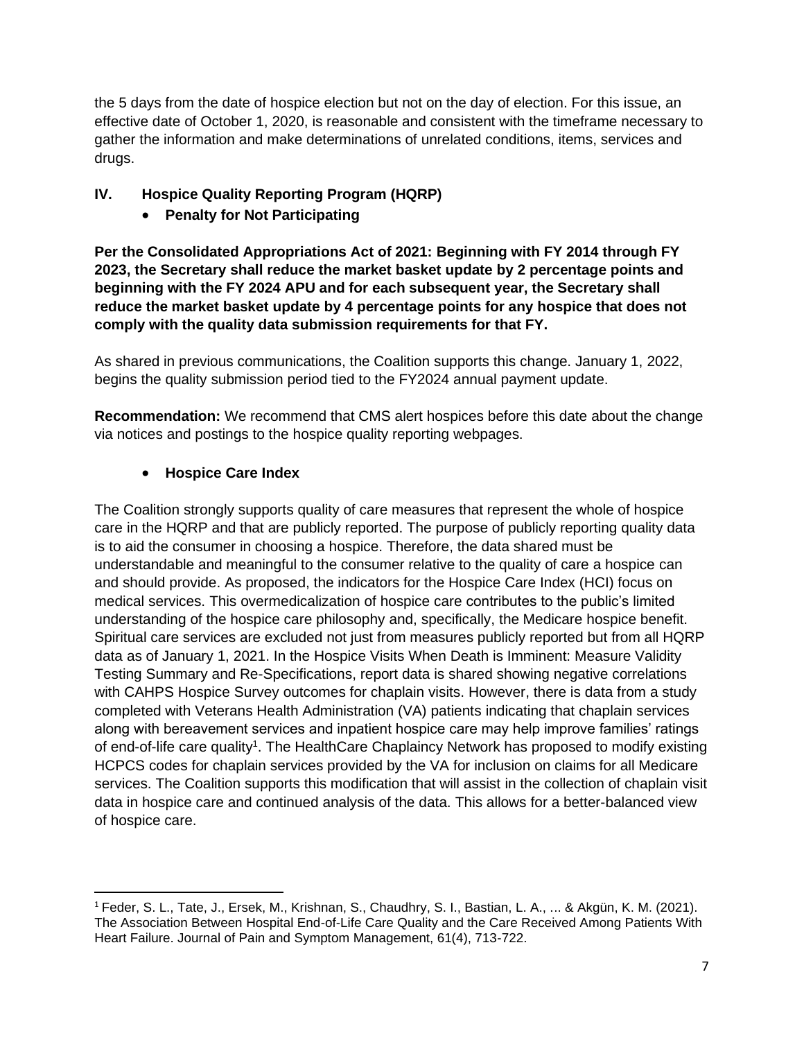the 5 days from the date of hospice election but not on the day of election. For this issue, an effective date of October 1, 2020, is reasonable and consistent with the timeframe necessary to gather the information and make determinations of unrelated conditions, items, services and drugs.

## IV. Hospice Quality Reporting Program (HQRP)

- **Penalty for Not Participating**

**Per the Consolidated Appropriations Act of 2021: Beginning with FY 2014 through FY 2023, the Secretary shall reduce the market basket update by 2 percentage points and beginning with the FY 2024 APU and for each subsequent year, the Secretary shall reduce the market basket update by 4 percentage points for any hospice that does not comply with the quality data submission requirements for that FY.**

As shared in previous communications, the Coalition supports this change. January 1, 2022, begins the quality submission period tied to the FY2024 annual payment update.

**Recommendation:** We recommend that CMS alert hospices before this date about the change via notices and postings to the hospice quality reporting webpages.

- **Hospice Care Index**

The Coalition strongly supports quality of care measures that represent the whole of hospice care in the HQRP and that are publicly reported. The purpose of publicly reporting quality data is to aid the consumer in choosing a hospice. Therefore, the data shared must be understandable and meaningful to the consumer relative to the quality of care a hospice can and should provide. As proposed, the indicators for the Hospice Care Index (HCI) focus on medical services. This overmedicalization of hospice care contributes to the public's limited understanding of the hospice care philosophy and, specifically, the Medicare hospice benefit. Spiritual care services are excluded not just from measures publicly reported but from all HQRP data as of January 1, 2021. In the Hospice Visits When Death is Imminent: Measure Validity Testing Summary and Re-Specifications, report data is shared showing negative correlations with CAHPS Hospice Survey outcomes for chaplain visits. However, there is data from a study completed with Veterans Health Administration (VA) patients indicating that chaplain services along with bereavement services and inpatient hospice care may help improve families' ratings of end-of-life care quality[1]. The HealthCare Chaplaincy Network has proposed to modify existing HCPCS codes for chaplain services provided by the VA for inclusion on claims for all Medicare services. The Coalition supports this modification that will assist in the collection of chaplain visit data in hospice care and continued analysis of the data. This allows for a better-balanced view of hospice care.

---

[1] Feder, S. L., Tate, J., Ersek, M., Krishnan, S., Chaudhry, S. I., Bastian, L. A., ... & Akgün, K. M. (2021). The Association Between Hospital End-of-Life Care Quality and the Care Received Among Patients With Heart Failure. Journal of Pain and Symptom Management, 61(4), 713-722.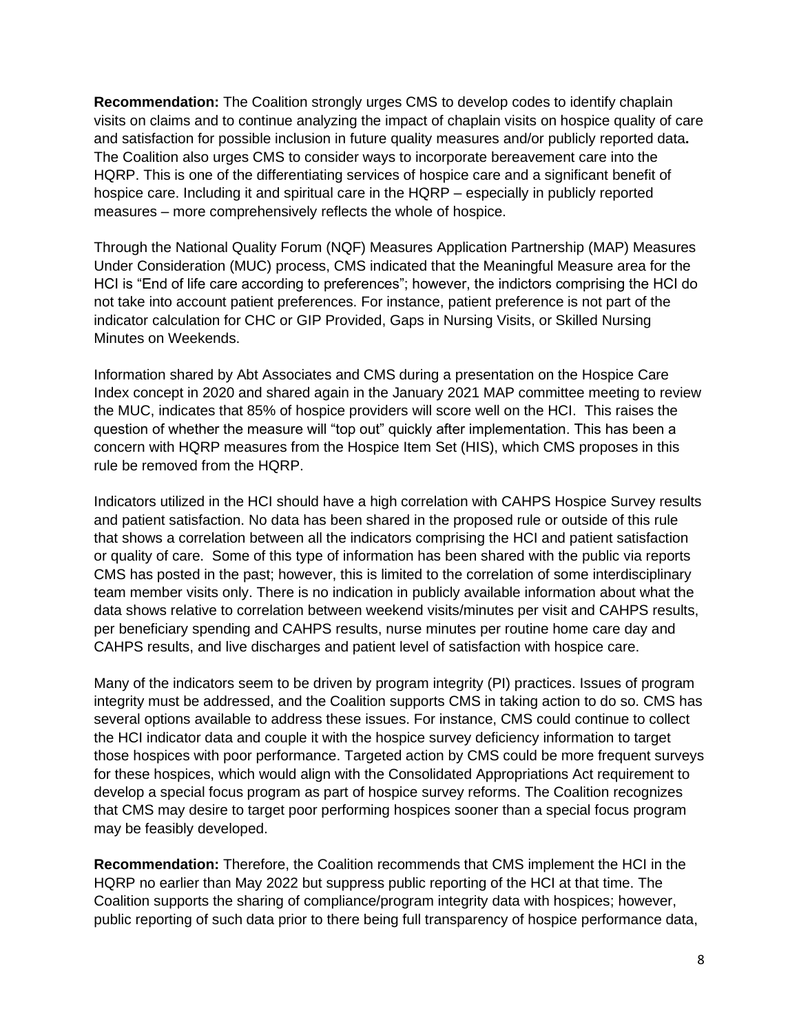**Recommendation:** The Coalition strongly urges CMS to develop codes to identify chaplain visits on claims and to continue analyzing the impact of chaplain visits on hospice quality of care and satisfaction for possible inclusion in future quality measures and/or publicly reported data**.** The Coalition also urges CMS to consider ways to incorporate bereavement care into the HQRP. This is one of the differentiating services of hospice care and a significant benefit of hospice care. Including it and spiritual care in the HQRP – especially in publicly reported measures – more comprehensively reflects the whole of hospice.

Through the National Quality Forum (NQF) Measures Application Partnership (MAP) Measures Under Consideration (MUC) process, CMS indicated that the Meaningful Measure area for the HCI is "End of life care according to preferences"; however, the indictors comprising the HCI do not take into account patient preferences. For instance, patient preference is not part of the indicator calculation for CHC or GIP Provided, Gaps in Nursing Visits, or Skilled Nursing Minutes on Weekends.

Information shared by Abt Associates and CMS during a presentation on the Hospice Care Index concept in 2020 and shared again in the January 2021 MAP committee meeting to review the MUC, indicates that 85% of hospice providers will score well on the HCI. This raises the question of whether the measure will "top out" quickly after implementation. This has been a concern with HQRP measures from the Hospice Item Set (HIS), which CMS proposes in this rule be removed from the HQRP.

Indicators utilized in the HCI should have a high correlation with CAHPS Hospice Survey results and patient satisfaction. No data has been shared in the proposed rule or outside of this rule that shows a correlation between all the indicators comprising the HCI and patient satisfaction or quality of care. Some of this type of information has been shared with the public via reports CMS has posted in the past; however, this is limited to the correlation of some interdisciplinary team member visits only. There is no indication in publicly available information about what the data shows relative to correlation between weekend visits/minutes per visit and CAHPS results, per beneficiary spending and CAHPS results, nurse minutes per routine home care day and CAHPS results, and live discharges and patient level of satisfaction with hospice care.

Many of the indicators seem to be driven by program integrity (PI) practices. Issues of program integrity must be addressed, and the Coalition supports CMS in taking action to do so. CMS has several options available to address these issues. For instance, CMS could continue to collect the HCI indicator data and couple it with the hospice survey deficiency information to target those hospices with poor performance. Targeted action by CMS could be more frequent surveys for these hospices, which would align with the Consolidated Appropriations Act requirement to develop a special focus program as part of hospice survey reforms. The Coalition recognizes that CMS may desire to target poor performing hospices sooner than a special focus program may be feasibly developed.

**Recommendation:** Therefore, the Coalition recommends that CMS implement the HCI in the HQRP no earlier than May 2022 but suppress public reporting of the HCI at that time. The Coalition supports the sharing of compliance/program integrity data with hospices; however, public reporting of such data prior to there being full transparency of hospice performance data,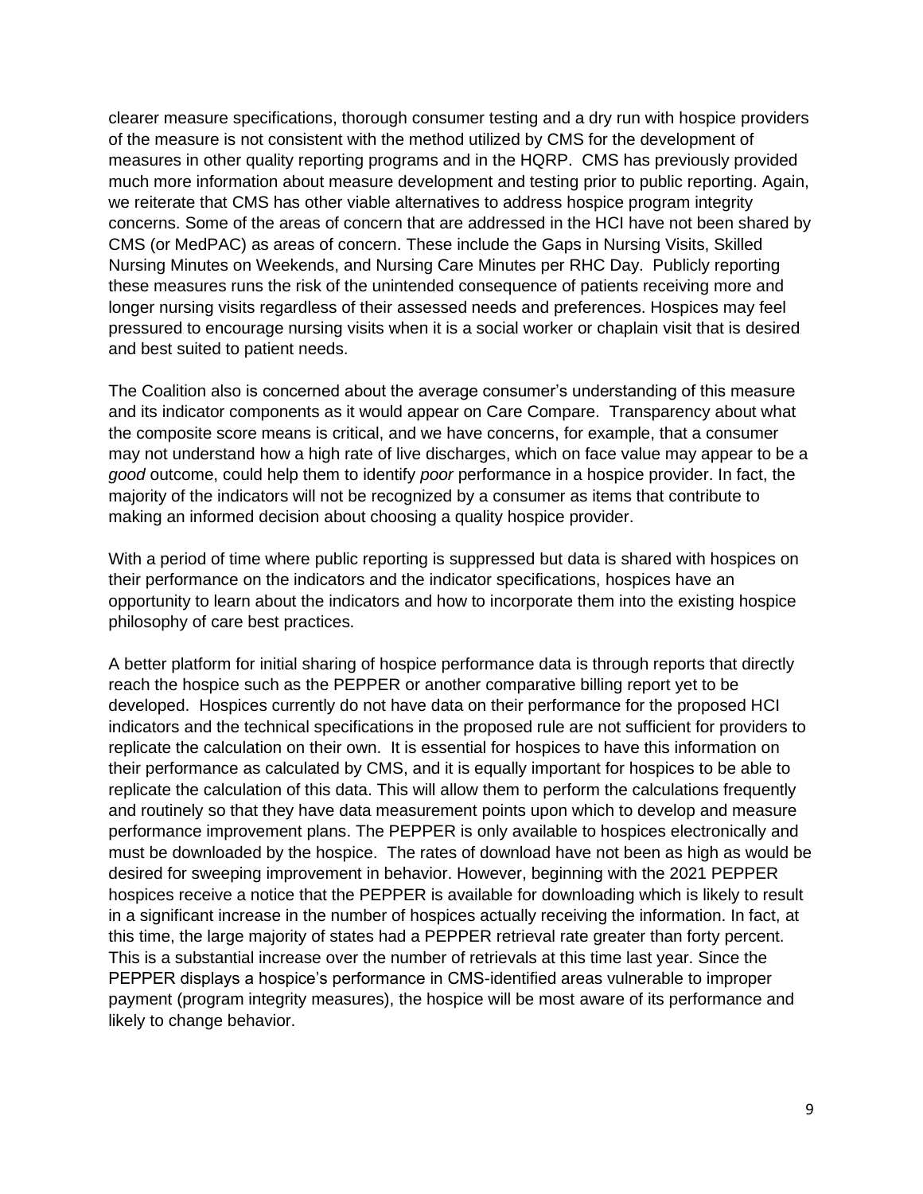clearer measure specifications, thorough consumer testing and a dry run with hospice providers of the measure is not consistent with the method utilized by CMS for the development of measures in other quality reporting programs and in the HQRP. CMS has previously provided much more information about measure development and testing prior to public reporting. Again, we reiterate that CMS has other viable alternatives to address hospice program integrity concerns. Some of the areas of concern that are addressed in the HCI have not been shared by CMS (or MedPAC) as areas of concern. These include the Gaps in Nursing Visits, Skilled Nursing Minutes on Weekends, and Nursing Care Minutes per RHC Day. Publicly reporting these measures runs the risk of the unintended consequence of patients receiving more and longer nursing visits regardless of their assessed needs and preferences. Hospices may feel pressured to encourage nursing visits when it is a social worker or chaplain visit that is desired and best suited to patient needs.

The Coalition also is concerned about the average consumer's understanding of this measure and its indicator components as it would appear on Care Compare. Transparency about what the composite score means is critical, and we have concerns, for example, that a consumer may not understand how a high rate of live discharges, which on face value may appear to be a *good* outcome, could help them to identify *poor* performance in a hospice provider. In fact, the majority of the indicators will not be recognized by a consumer as items that contribute to making an informed decision about choosing a quality hospice provider.

With a period of time where public reporting is suppressed but data is shared with hospices on their performance on the indicators and the indicator specifications, hospices have an opportunity to learn about the indicators and how to incorporate them into the existing hospice philosophy of care best practices.

A better platform for initial sharing of hospice performance data is through reports that directly reach the hospice such as the PEPPER or another comparative billing report yet to be developed. Hospices currently do not have data on their performance for the proposed HCI indicators and the technical specifications in the proposed rule are not sufficient for providers to replicate the calculation on their own. It is essential for hospices to have this information on their performance as calculated by CMS, and it is equally important for hospices to be able to replicate the calculation of this data. This will allow them to perform the calculations frequently and routinely so that they have data measurement points upon which to develop and measure performance improvement plans. The PEPPER is only available to hospices electronically and must be downloaded by the hospice. The rates of download have not been as high as would be desired for sweeping improvement in behavior. However, beginning with the 2021 PEPPER hospices receive a notice that the PEPPER is available for downloading which is likely to result in a significant increase in the number of hospices actually receiving the information. In fact, at this time, the large majority of states had a PEPPER retrieval rate greater than forty percent. This is a substantial increase over the number of retrievals at this time last year. Since the PEPPER displays a hospice's performance in CMS-identified areas vulnerable to improper payment (program integrity measures), the hospice will be most aware of its performance and likely to change behavior.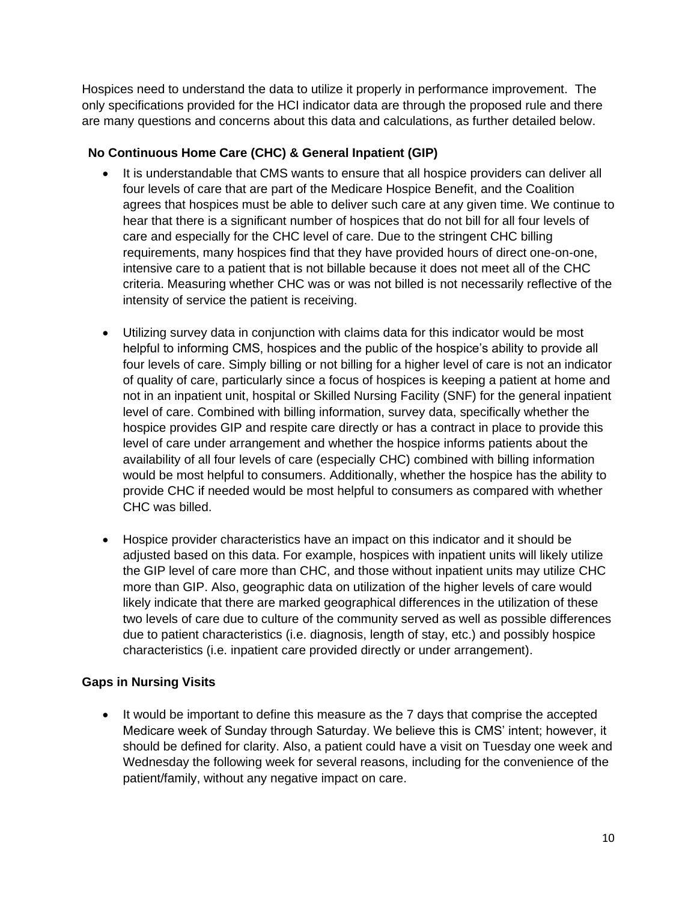Hospices need to understand the data to utilize it properly in performance improvement. The only specifications provided for the HCI indicator data are through the proposed rule and there are many questions and concerns about this data and calculations, as further detailed below.

**No Continuous Home Care (CHC) & General Inpatient (GIP)**

- It is understandable that CMS wants to ensure that all hospice providers can deliver all four levels of care that are part of the Medicare Hospice Benefit, and the Coalition agrees that hospices must be able to deliver such care at any given time. We continue to hear that there is a significant number of hospices that do not bill for all four levels of care and especially for the CHC level of care. Due to the stringent CHC billing requirements, many hospices find that they have provided hours of direct one-on-one, intensive care to a patient that is not billable because it does not meet all of the CHC criteria. Measuring whether CHC was or was not billed is not necessarily reflective of the intensity of service the patient is receiving.

- Utilizing survey data in conjunction with claims data for this indicator would be most helpful to informing CMS, hospices and the public of the hospice's ability to provide all four levels of care. Simply billing or not billing for a higher level of care is not an indicator of quality of care, particularly since a focus of hospices is keeping a patient at home and not in an inpatient unit, hospital or Skilled Nursing Facility (SNF) for the general inpatient level of care. Combined with billing information, survey data, specifically whether the hospice provides GIP and respite care directly or has a contract in place to provide this level of care under arrangement and whether the hospice informs patients about the availability of all four levels of care (especially CHC) combined with billing information would be most helpful to consumers. Additionally, whether the hospice has the ability to provide CHC if needed would be most helpful to consumers as compared with whether CHC was billed.

- Hospice provider characteristics have an impact on this indicator and it should be adjusted based on this data. For example, hospices with inpatient units will likely utilize the GIP level of care more than CHC, and those without inpatient units may utilize CHC more than GIP. Also, geographic data on utilization of the higher levels of care would likely indicate that there are marked geographical differences in the utilization of these two levels of care due to culture of the community served as well as possible differences due to patient characteristics (i.e. diagnosis, length of stay, etc.) and possibly hospice characteristics (i.e. inpatient care provided directly or under arrangement).

**Gaps in Nursing Visits**

- It would be important to define this measure as the 7 days that comprise the accepted Medicare week of Sunday through Saturday. We believe this is CMS' intent; however, it should be defined for clarity. Also, a patient could have a visit on Tuesday one week and Wednesday the following week for several reasons, including for the convenience of the patient/family, without any negative impact on care.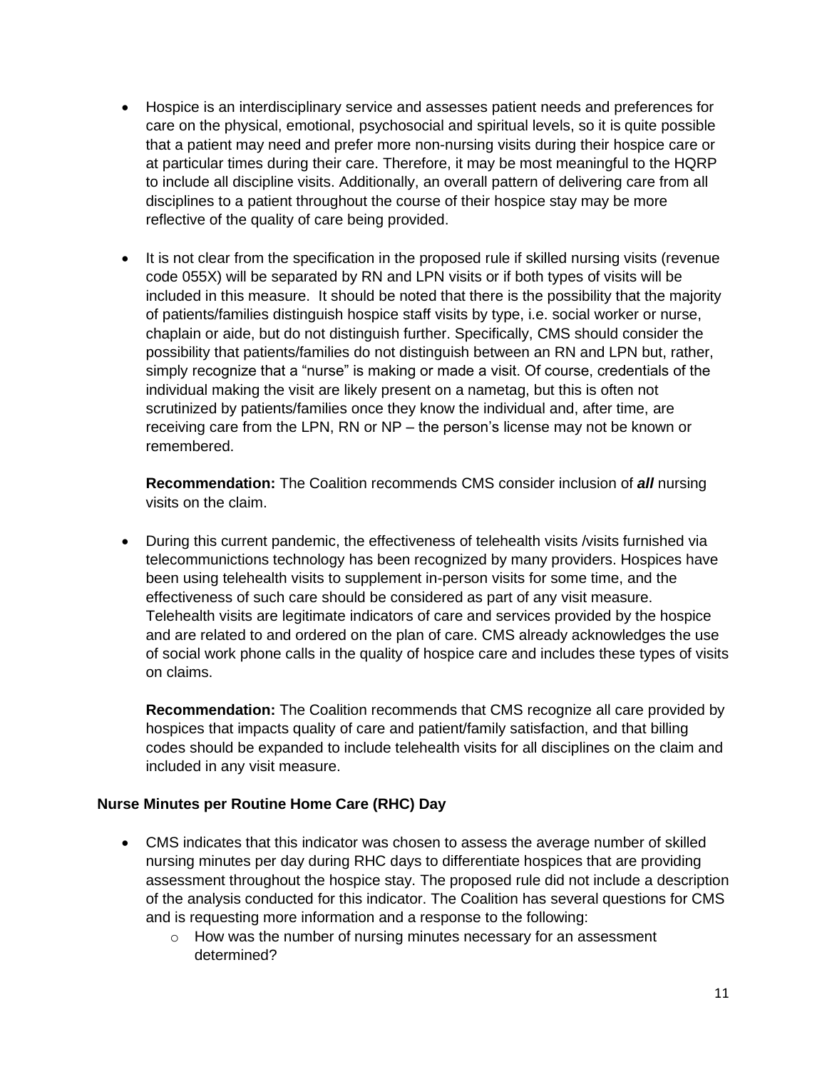- Hospice is an interdisciplinary service and assesses patient needs and preferences for care on the physical, emotional, psychosocial and spiritual levels, so it is quite possible that a patient may need and prefer more non-nursing visits during their hospice care or at particular times during their care. Therefore, it may be most meaningful to the HQRP to include all discipline visits. Additionally, an overall pattern of delivering care from all disciplines to a patient throughout the course of their hospice stay may be more reflective of the quality of care being provided.

- It is not clear from the specification in the proposed rule if skilled nursing visits (revenue code 055X) will be separated by RN and LPN visits or if both types of visits will be included in this measure. It should be noted that there is the possibility that the majority of patients/families distinguish hospice staff visits by type, i.e. social worker or nurse, chaplain or aide, but do not distinguish further. Specifically, CMS should consider the possibility that patients/families do not distinguish between an RN and LPN but, rather, simply recognize that a "nurse" is making or made a visit. Of course, credentials of the individual making the visit are likely present on a nametag, but this is often not scrutinized by patients/families once they know the individual and, after time, are receiving care from the LPN, RN or NP – the person's license may not be known or remembered.

  **Recommendation:** The Coalition recommends CMS consider inclusion of ***all*** nursing visits on the claim.

- During this current pandemic, the effectiveness of telehealth visits /visits furnished via telecommunictions technology has been recognized by many providers. Hospices have been using telehealth visits to supplement in-person visits for some time, and the effectiveness of such care should be considered as part of any visit measure. Telehealth visits are legitimate indicators of care and services provided by the hospice and are related to and ordered on the plan of care. CMS already acknowledges the use of social work phone calls in the quality of hospice care and includes these types of visits on claims.

  **Recommendation:** The Coalition recommends that CMS recognize all care provided by hospices that impacts quality of care and patient/family satisfaction, and that billing codes should be expanded to include telehealth visits for all disciplines on the claim and included in any visit measure.

**Nurse Minutes per Routine Home Care (RHC) Day**

- CMS indicates that this indicator was chosen to assess the average number of skilled nursing minutes per day during RHC days to differentiate hospices that are providing assessment throughout the hospice stay. The proposed rule did not include a description of the analysis conducted for this indicator. The Coalition has several questions for CMS and is requesting more information and a response to the following:
  - How was the number of nursing minutes necessary for an assessment determined?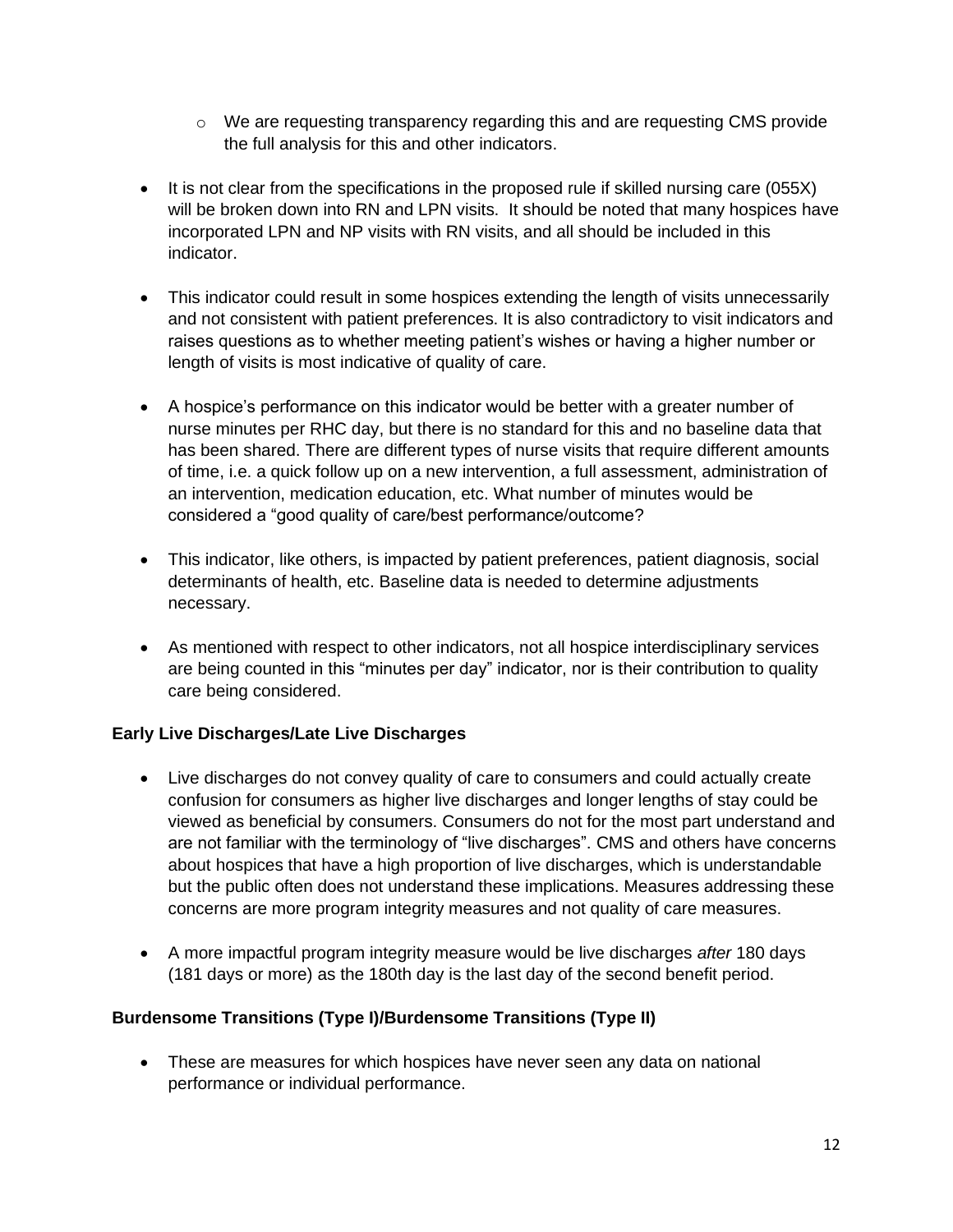- We are requesting transparency regarding this and are requesting CMS provide the full analysis for this and other indicators.

- It is not clear from the specifications in the proposed rule if skilled nursing care (055X) will be broken down into RN and LPN visits. It should be noted that many hospices have incorporated LPN and NP visits with RN visits, and all should be included in this indicator.

- This indicator could result in some hospices extending the length of visits unnecessarily and not consistent with patient preferences. It is also contradictory to visit indicators and raises questions as to whether meeting patient's wishes or having a higher number or length of visits is most indicative of quality of care.

- A hospice's performance on this indicator would be better with a greater number of nurse minutes per RHC day, but there is no standard for this and no baseline data that has been shared. There are different types of nurse visits that require different amounts of time, i.e. a quick follow up on a new intervention, a full assessment, administration of an intervention, medication education, etc. What number of minutes would be considered a "good quality of care/best performance/outcome?

- This indicator, like others, is impacted by patient preferences, patient diagnosis, social determinants of health, etc. Baseline data is needed to determine adjustments necessary.

- As mentioned with respect to other indicators, not all hospice interdisciplinary services are being counted in this "minutes per day" indicator, nor is their contribution to quality care being considered.

**Early Live Discharges/Late Live Discharges**

- Live discharges do not convey quality of care to consumers and could actually create confusion for consumers as higher live discharges and longer lengths of stay could be viewed as beneficial by consumers. Consumers do not for the most part understand and are not familiar with the terminology of "live discharges". CMS and others have concerns about hospices that have a high proportion of live discharges, which is understandable but the public often does not understand these implications. Measures addressing these concerns are more program integrity measures and not quality of care measures.

- A more impactful program integrity measure would be live discharges *after* 180 days (181 days or more) as the 180th day is the last day of the second benefit period.

**Burdensome Transitions (Type I)/Burdensome Transitions (Type II)**

- These are measures for which hospices have never seen any data on national performance or individual performance.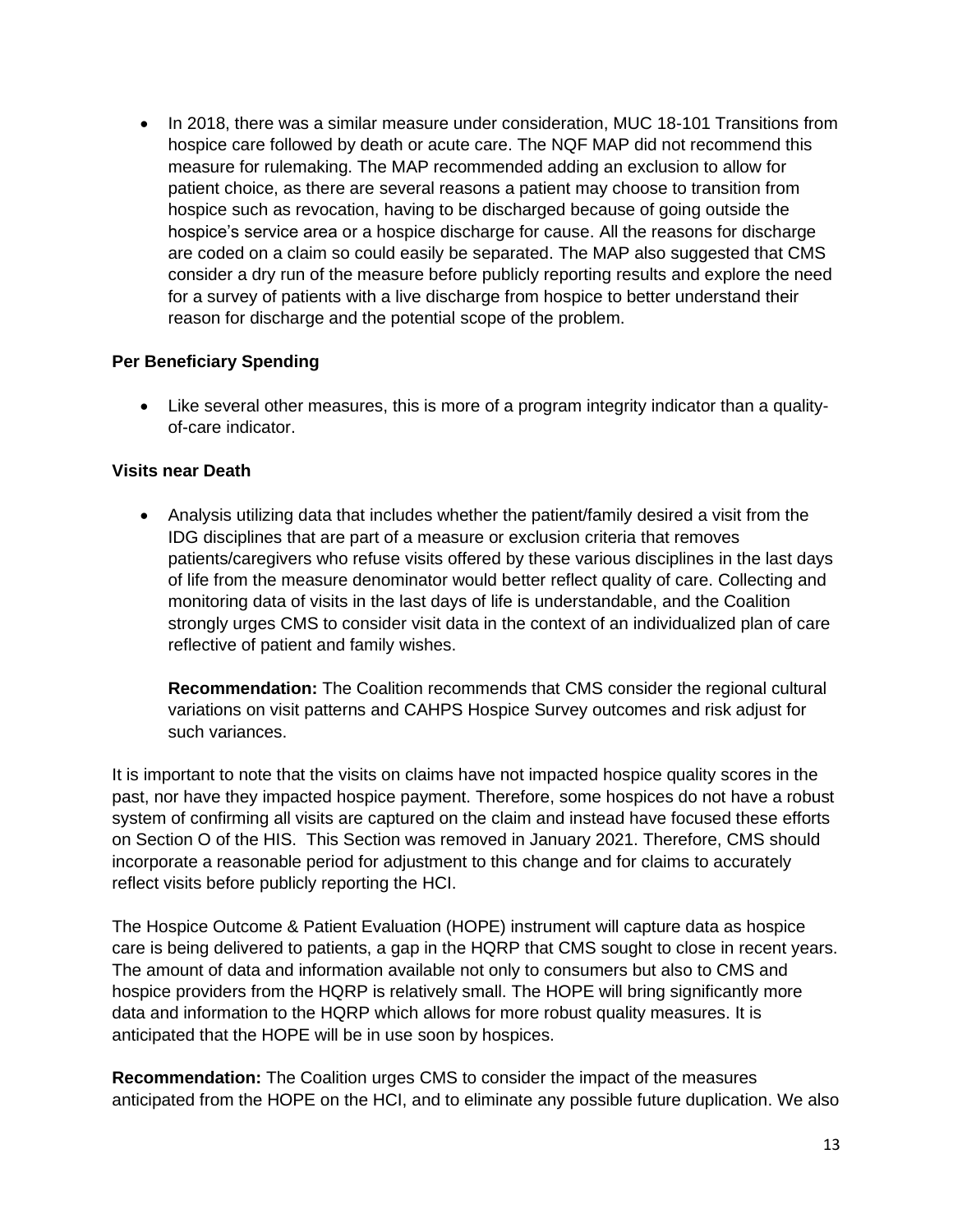- In 2018, there was a similar measure under consideration, MUC 18-101 Transitions from hospice care followed by death or acute care. The NQF MAP did not recommend this measure for rulemaking. The MAP recommended adding an exclusion to allow for patient choice, as there are several reasons a patient may choose to transition from hospice such as revocation, having to be discharged because of going outside the hospice's service area or a hospice discharge for cause. All the reasons for discharge are coded on a claim so could easily be separated. The MAP also suggested that CMS consider a dry run of the measure before publicly reporting results and explore the need for a survey of patients with a live discharge from hospice to better understand their reason for discharge and the potential scope of the problem.

**Per Beneficiary Spending**

- Like several other measures, this is more of a program integrity indicator than a quality-of-care indicator.

**Visits near Death**

- Analysis utilizing data that includes whether the patient/family desired a visit from the IDG disciplines that are part of a measure or exclusion criteria that removes patients/caregivers who refuse visits offered by these various disciplines in the last days of life from the measure denominator would better reflect quality of care. Collecting and monitoring data of visits in the last days of life is understandable, and the Coalition strongly urges CMS to consider visit data in the context of an individualized plan of care reflective of patient and family wishes.

  **Recommendation:** The Coalition recommends that CMS consider the regional cultural variations on visit patterns and CAHPS Hospice Survey outcomes and risk adjust for such variances.

It is important to note that the visits on claims have not impacted hospice quality scores in the past, nor have they impacted hospice payment. Therefore, some hospices do not have a robust system of confirming all visits are captured on the claim and instead have focused these efforts on Section O of the HIS. This Section was removed in January 2021. Therefore, CMS should incorporate a reasonable period for adjustment to this change and for claims to accurately reflect visits before publicly reporting the HCI.

The Hospice Outcome & Patient Evaluation (HOPE) instrument will capture data as hospice care is being delivered to patients, a gap in the HQRP that CMS sought to close in recent years. The amount of data and information available not only to consumers but also to CMS and hospice providers from the HQRP is relatively small. The HOPE will bring significantly more data and information to the HQRP which allows for more robust quality measures. It is anticipated that the HOPE will be in use soon by hospices.

**Recommendation:** The Coalition urges CMS to consider the impact of the measures anticipated from the HOPE on the HCI, and to eliminate any possible future duplication. We also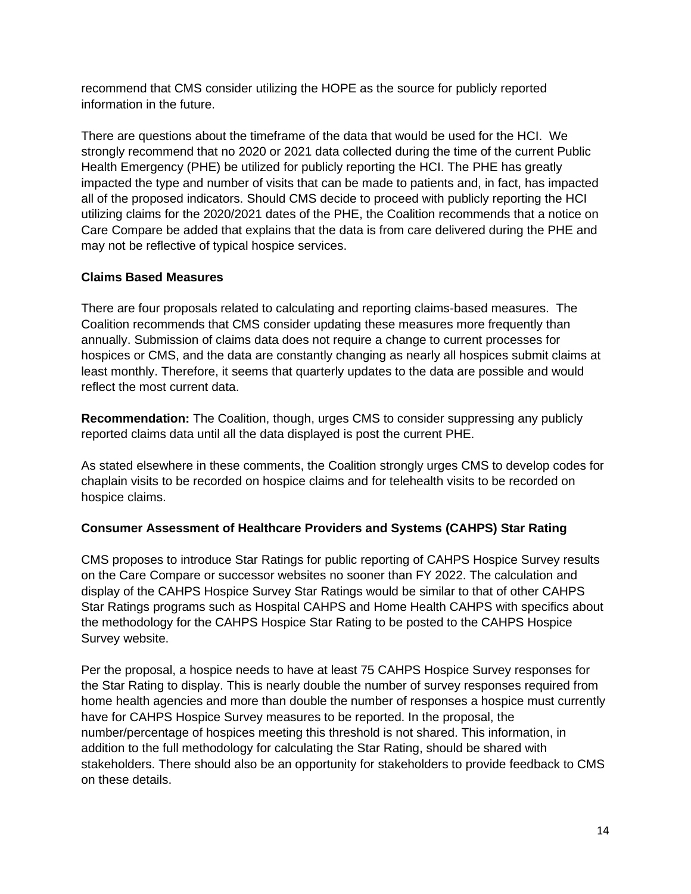recommend that CMS consider utilizing the HOPE as the source for publicly reported information in the future.

There are questions about the timeframe of the data that would be used for the HCI. We strongly recommend that no 2020 or 2021 data collected during the time of the current Public Health Emergency (PHE) be utilized for publicly reporting the HCI. The PHE has greatly impacted the type and number of visits that can be made to patients and, in fact, has impacted all of the proposed indicators. Should CMS decide to proceed with publicly reporting the HCI utilizing claims for the 2020/2021 dates of the PHE, the Coalition recommends that a notice on Care Compare be added that explains that the data is from care delivered during the PHE and may not be reflective of typical hospice services.

**Claims Based Measures**

There are four proposals related to calculating and reporting claims-based measures. The Coalition recommends that CMS consider updating these measures more frequently than annually. Submission of claims data does not require a change to current processes for hospices or CMS, and the data are constantly changing as nearly all hospices submit claims at least monthly. Therefore, it seems that quarterly updates to the data are possible and would reflect the most current data.

**Recommendation:** The Coalition, though, urges CMS to consider suppressing any publicly reported claims data until all the data displayed is post the current PHE.

As stated elsewhere in these comments, the Coalition strongly urges CMS to develop codes for chaplain visits to be recorded on hospice claims and for telehealth visits to be recorded on hospice claims.

**Consumer Assessment of Healthcare Providers and Systems (CAHPS) Star Rating**

CMS proposes to introduce Star Ratings for public reporting of CAHPS Hospice Survey results on the Care Compare or successor websites no sooner than FY 2022. The calculation and display of the CAHPS Hospice Survey Star Ratings would be similar to that of other CAHPS Star Ratings programs such as Hospital CAHPS and Home Health CAHPS with specifics about the methodology for the CAHPS Hospice Star Rating to be posted to the CAHPS Hospice Survey website.

Per the proposal, a hospice needs to have at least 75 CAHPS Hospice Survey responses for the Star Rating to display. This is nearly double the number of survey responses required from home health agencies and more than double the number of responses a hospice must currently have for CAHPS Hospice Survey measures to be reported. In the proposal, the number/percentage of hospices meeting this threshold is not shared. This information, in addition to the full methodology for calculating the Star Rating, should be shared with stakeholders. There should also be an opportunity for stakeholders to provide feedback to CMS on these details.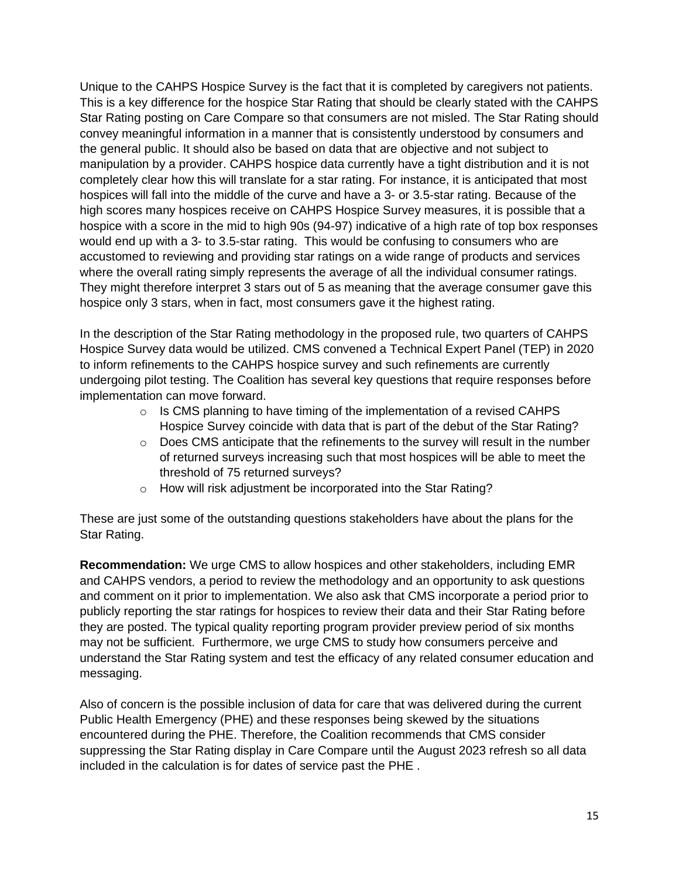Unique to the CAHPS Hospice Survey is the fact that it is completed by caregivers not patients. This is a key difference for the hospice Star Rating that should be clearly stated with the CAHPS Star Rating posting on Care Compare so that consumers are not misled. The Star Rating should convey meaningful information in a manner that is consistently understood by consumers and the general public. It should also be based on data that are objective and not subject to manipulation by a provider. CAHPS hospice data currently have a tight distribution and it is not completely clear how this will translate for a star rating. For instance, it is anticipated that most hospices will fall into the middle of the curve and have a 3- or 3.5-star rating. Because of the high scores many hospices receive on CAHPS Hospice Survey measures, it is possible that a hospice with a score in the mid to high 90s (94-97) indicative of a high rate of top box responses would end up with a 3- to 3.5-star rating.  This would be confusing to consumers who are accustomed to reviewing and providing star ratings on a wide range of products and services where the overall rating simply represents the average of all the individual consumer ratings. They might therefore interpret 3 stars out of 5 as meaning that the average consumer gave this hospice only 3 stars, when in fact, most consumers gave it the highest rating.

In the description of the Star Rating methodology in the proposed rule, two quarters of CAHPS Hospice Survey data would be utilized. CMS convened a Technical Expert Panel (TEP) in 2020 to inform refinements to the CAHPS hospice survey and such refinements are currently undergoing pilot testing. The Coalition has several key questions that require responses before implementation can move forward.

- Is CMS planning to have timing of the implementation of a revised CAHPS Hospice Survey coincide with data that is part of the debut of the Star Rating?
- Does CMS anticipate that the refinements to the survey will result in the number of returned surveys increasing such that most hospices will be able to meet the threshold of 75 returned surveys?
- How will risk adjustment be incorporated into the Star Rating?

These are just some of the outstanding questions stakeholders have about the plans for the Star Rating.

**Recommendation:** We urge CMS to allow hospices and other stakeholders, including EMR and CAHPS vendors, a period to review the methodology and an opportunity to ask questions and comment on it prior to implementation. We also ask that CMS incorporate a period prior to publicly reporting the star ratings for hospices to review their data and their Star Rating before they are posted. The typical quality reporting program provider preview period of six months may not be sufficient.  Furthermore, we urge CMS to study how consumers perceive and understand the Star Rating system and test the efficacy of any related consumer education and messaging.

Also of concern is the possible inclusion of data for care that was delivered during the current Public Health Emergency (PHE) and these responses being skewed by the situations encountered during the PHE. Therefore, the Coalition recommends that CMS consider suppressing the Star Rating display in Care Compare until the August 2023 refresh so all data included in the calculation is for dates of service past the PHE .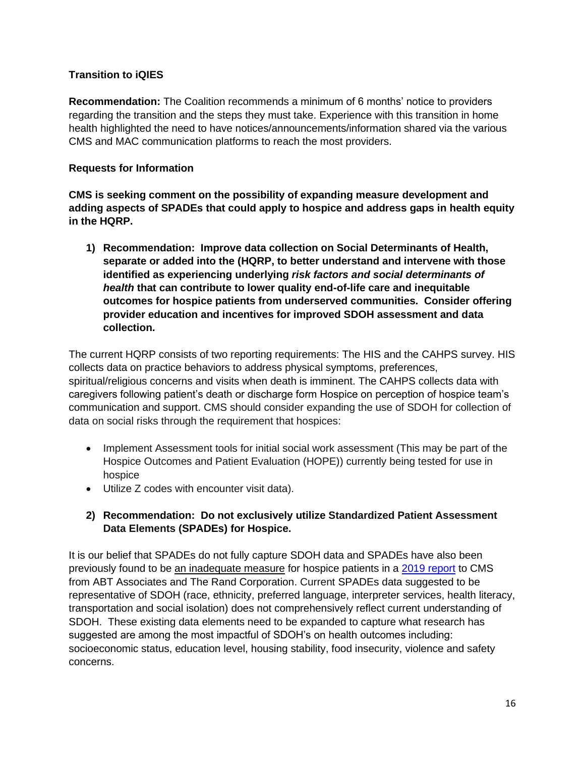**Transition to iQIES**

**Recommendation:** The Coalition recommends a minimum of 6 months' notice to providers regarding the transition and the steps they must take. Experience with this transition in home health highlighted the need to have notices/announcements/information shared via the various CMS and MAC communication platforms to reach the most providers.

**Requests for Information**

**CMS is seeking comment on the possibility of expanding measure development and adding aspects of SPADEs that could apply to hospice and address gaps in health equity in the HQRP.**

1) **Recommendation: Improve data collection on Social Determinants of Health, separate or added into the (HQRP, to better understand and intervene with those identified as experiencing underlying *risk factors and social determinants of health* that can contribute to lower quality end-of-life care and inequitable outcomes for hospice patients from underserved communities. Consider offering provider education and incentives for improved SDOH assessment and data collection.**

The current HQRP consists of two reporting requirements: The HIS and the CAHPS survey. HIS collects data on practice behaviors to address physical symptoms, preferences, spiritual/religious concerns and visits when death is imminent. The CAHPS collects data with caregivers following patient's death or discharge form Hospice on perception of hospice team's communication and support. CMS should consider expanding the use of SDOH for collection of data on social risks through the requirement that hospices:

- Implement Assessment tools for initial social work assessment (This may be part of the Hospice Outcomes and Patient Evaluation (HOPE)) currently being tested for use in hospice
- Utilize Z codes with encounter visit data).

2) **Recommendation: Do not exclusively utilize Standardized Patient Assessment Data Elements (SPADEs) for Hospice.**

It is our belief that SPADEs do not fully capture SDOH data and SPADEs have also been previously found to be an inadequate measure for hospice patients in a 2019 report to CMS from ABT Associates and The Rand Corporation. Current SPADEs data suggested to be representative of SDOH (race, ethnicity, preferred language, interpreter services, health literacy, transportation and social isolation) does not comprehensively reflect current understanding of SDOH. These existing data elements need to be expanded to capture what research has suggested are among the most impactful of SDOH's on health outcomes including: socioeconomic status, education level, housing stability, food insecurity, violence and safety concerns.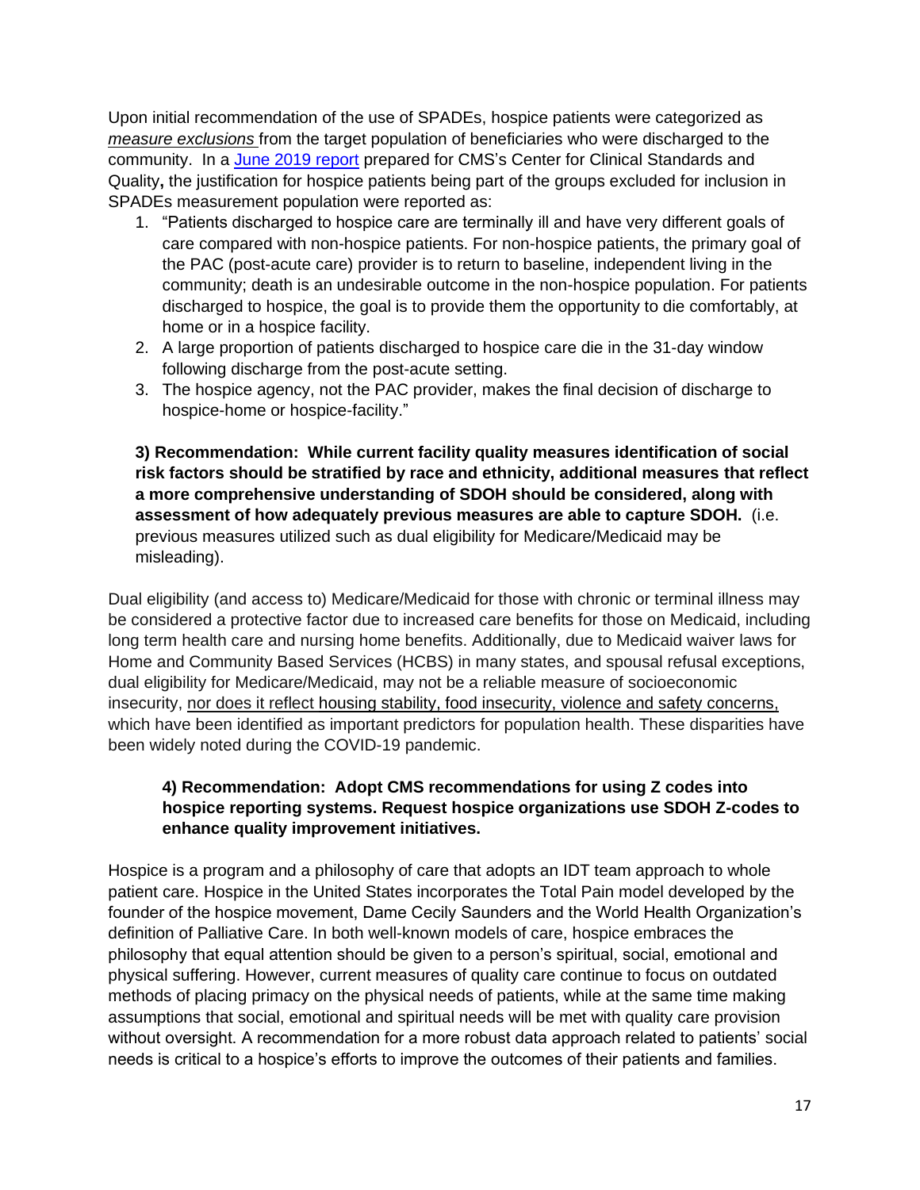Upon initial recommendation of the use of SPADEs, hospice patients were categorized as *measure exclusions* from the target population of beneficiaries who were discharged to the community. In a June 2019 report prepared for CMS's Center for Clinical Standards and Quality**,** the justification for hospice patients being part of the groups excluded for inclusion in SPADEs measurement population were reported as:

1. "Patients discharged to hospice care are terminally ill and have very different goals of care compared with non-hospice patients. For non-hospice patients, the primary goal of the PAC (post-acute care) provider is to return to baseline, independent living in the community; death is an undesirable outcome in the non-hospice population. For patients discharged to hospice, the goal is to provide them the opportunity to die comfortably, at home or in a hospice facility.
2. A large proportion of patients discharged to hospice care die in the 31-day window following discharge from the post-acute setting.
3. The hospice agency, not the PAC provider, makes the final decision of discharge to hospice-home or hospice-facility."

**3) Recommendation: While current facility quality measures identification of social risk factors should be stratified by race and ethnicity, additional measures that reflect a more comprehensive understanding of SDOH should be considered, along with assessment of how adequately previous measures are able to capture SDOH.** (i.e. previous measures utilized such as dual eligibility for Medicare/Medicaid may be misleading).

Dual eligibility (and access to) Medicare/Medicaid for those with chronic or terminal illness may be considered a protective factor due to increased care benefits for those on Medicaid, including long term health care and nursing home benefits. Additionally, due to Medicaid waiver laws for Home and Community Based Services (HCBS) in many states, and spousal refusal exceptions, dual eligibility for Medicare/Medicaid, may not be a reliable measure of socioeconomic insecurity, nor does it reflect housing stability, food insecurity, violence and safety concerns, which have been identified as important predictors for population health. These disparities have been widely noted during the COVID-19 pandemic.

**4) Recommendation: Adopt CMS recommendations for using Z codes into hospice reporting systems. Request hospice organizations use SDOH Z-codes to enhance quality improvement initiatives.**

Hospice is a program and a philosophy of care that adopts an IDT team approach to whole patient care. Hospice in the United States incorporates the Total Pain model developed by the founder of the hospice movement, Dame Cecily Saunders and the World Health Organization's definition of Palliative Care. In both well-known models of care, hospice embraces the philosophy that equal attention should be given to a person's spiritual, social, emotional and physical suffering. However, current measures of quality care continue to focus on outdated methods of placing primacy on the physical needs of patients, while at the same time making assumptions that social, emotional and spiritual needs will be met with quality care provision without oversight. A recommendation for a more robust data approach related to patients' social needs is critical to a hospice's efforts to improve the outcomes of their patients and families.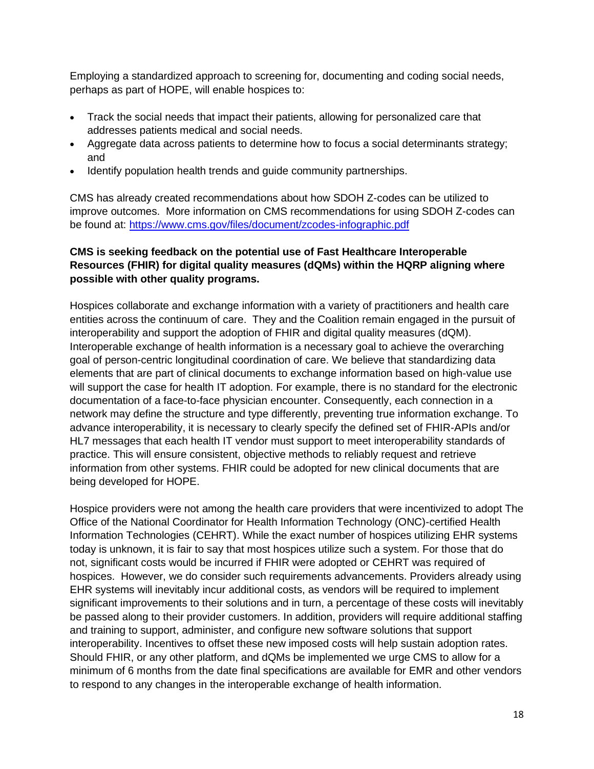Employing a standardized approach to screening for, documenting and coding social needs, perhaps as part of HOPE, will enable hospices to:

- Track the social needs that impact their patients, allowing for personalized care that addresses patients medical and social needs.
- Aggregate data across patients to determine how to focus a social determinants strategy; and
- Identify population health trends and guide community partnerships.

CMS has already created recommendations about how SDOH Z-codes can be utilized to improve outcomes. More information on CMS recommendations for using SDOH Z-codes can be found at: https://www.cms.gov/files/document/zcodes-infographic.pdf

**CMS is seeking feedback on the potential use of Fast Healthcare Interoperable Resources (FHIR) for digital quality measures (dQMs) within the HQRP aligning where possible with other quality programs.**

Hospices collaborate and exchange information with a variety of practitioners and health care entities across the continuum of care. They and the Coalition remain engaged in the pursuit of interoperability and support the adoption of FHIR and digital quality measures (dQM). Interoperable exchange of health information is a necessary goal to achieve the overarching goal of person-centric longitudinal coordination of care. We believe that standardizing data elements that are part of clinical documents to exchange information based on high-value use will support the case for health IT adoption. For example, there is no standard for the electronic documentation of a face-to-face physician encounter. Consequently, each connection in a network may define the structure and type differently, preventing true information exchange. To advance interoperability, it is necessary to clearly specify the defined set of FHIR-APIs and/or HL7 messages that each health IT vendor must support to meet interoperability standards of practice. This will ensure consistent, objective methods to reliably request and retrieve information from other systems. FHIR could be adopted for new clinical documents that are being developed for HOPE.

Hospice providers were not among the health care providers that were incentivized to adopt The Office of the National Coordinator for Health Information Technology (ONC)-certified Health Information Technologies (CEHRT). While the exact number of hospices utilizing EHR systems today is unknown, it is fair to say that most hospices utilize such a system. For those that do not, significant costs would be incurred if FHIR were adopted or CEHRT was required of hospices. However, we do consider such requirements advancements. Providers already using EHR systems will inevitably incur additional costs, as vendors will be required to implement significant improvements to their solutions and in turn, a percentage of these costs will inevitably be passed along to their provider customers. In addition, providers will require additional staffing and training to support, administer, and configure new software solutions that support interoperability. Incentives to offset these new imposed costs will help sustain adoption rates. Should FHIR, or any other platform, and dQMs be implemented we urge CMS to allow for a minimum of 6 months from the date final specifications are available for EMR and other vendors to respond to any changes in the interoperable exchange of health information.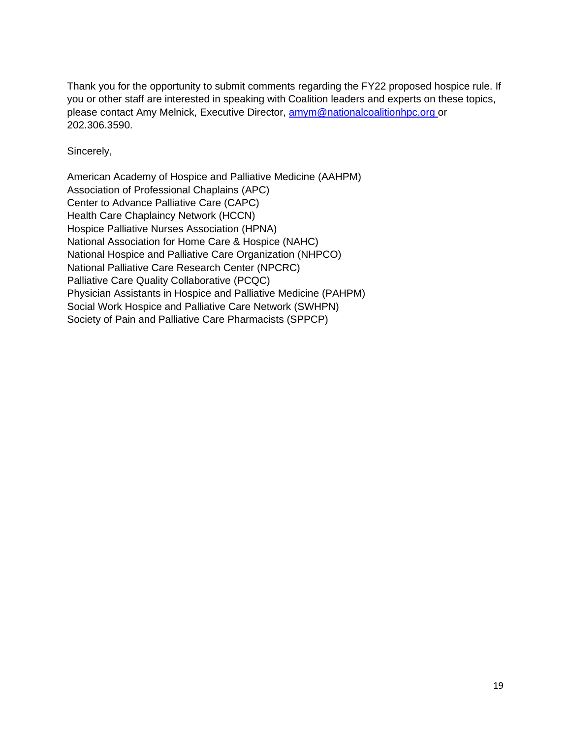Thank you for the opportunity to submit comments regarding the FY22 proposed hospice rule. If you or other staff are interested in speaking with Coalition leaders and experts on these topics, please contact Amy Melnick, Executive Director, amym@nationalcoalitionhpc.org or 202.306.3590.

Sincerely,

American Academy of Hospice and Palliative Medicine (AAHPM)  
Association of Professional Chaplains (APC)  
Center to Advance Palliative Care (CAPC)  
Health Care Chaplaincy Network (HCCN)  
Hospice Palliative Nurses Association (HPNA)  
National Association for Home Care & Hospice (NAHC)  
National Hospice and Palliative Care Organization (NHPCO)  
National Palliative Care Research Center (NPCRC)  
Palliative Care Quality Collaborative (PCQC)  
Physician Assistants in Hospice and Palliative Medicine (PAHPM)  
Social Work Hospice and Palliative Care Network (SWHPN)  
Society of Pain and Palliative Care Pharmacists (SPPCP)